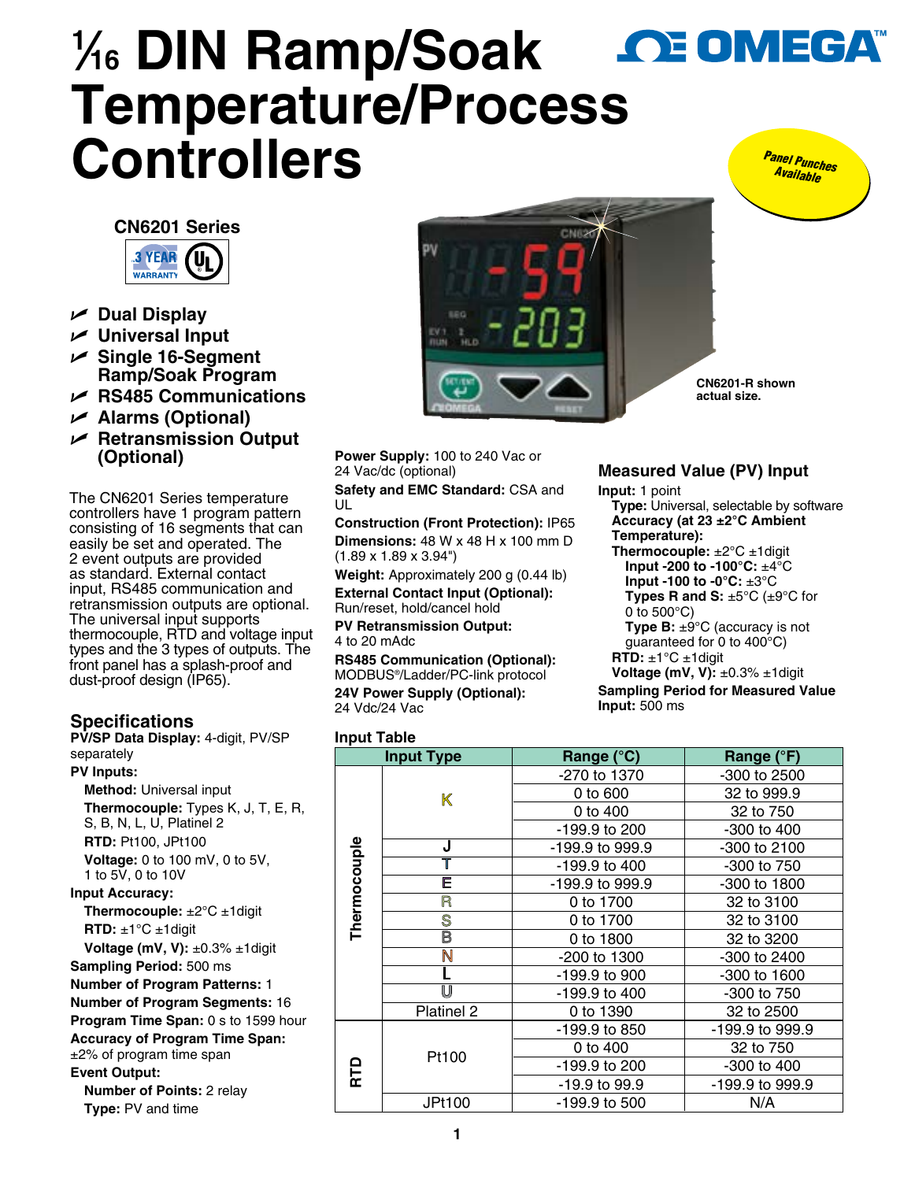# 1⁄16 DIN Ramp/Soak Temperature/Process Controllers

OMEGA™

*Panel Punches Available*

## CN6201 Series

3 YEAR WARRANTY

- Dual Display
- Universal Input
- Single 16-Segment Ramp/Soak Program
- RS485 Communications
- Alarms (Optional)
- Retransmission Output (Optional)

The CN6201 Series temperature controllers have 1 program pattern consisting of 16 segments that can easily be set and operated. The 2 event outputs are provided as standard. External contact input, RS485 communication and retransmission outputs are optional. The universal input supports thermocouple, RTD and voltage input types and the 3 types of outputs. The front panel has a splash-proof and dust-proof design (IP65).

CN6201-R shown actual size.

## Specifications

**PV/SP Data Display:** 4-digit, PV/SP separately

**PV Inputs:**

**Method:** Universal input

**Thermocouple:** Types K, J, T, E, R, S, B, N, L, U, Platinel 2

**RTD:** Pt100, JPt100

**Voltage:** 0 to 100 mV, 0 to 5V, 1 to 5V, 0 to 10V

**Input Accuracy:**

**Thermocouple:** ±2°C ±1digit

**RTD:** ±1°C ±1digit

**Voltage (mV, V):** ±0.3% ±1digit

**Sampling Period:** 500 ms

**Number of Program Patterns:** 1

**Number of Program Segments:** 16

**Program Time Span:** 0 s to 1599 hour

**Accuracy of Program Time Span:** ±2% of program time span

**Event Output:**

**Number of Points:** 2 relay

**Type:** PV and time

**Power Supply:** 100 to 240 Vac or 24 Vac/dc (optional)

**Safety and EMC Standard:** CSA and UL

**Construction (Front Protection):** IP65

**Dimensions:** 48 W x 48 H x 100 mm D (1.89 x 1.89 x 3.94")

**Weight:** Approximately 200 g (0.44 lb)

**External Contact Input (Optional):** Run/reset, hold/cancel hold

**PV Retransmission Output:** 4 to 20 mAdc

**RS485 Communication (Optional):** MODBUS®/Ladder/PC-link protocol

**24V Power Supply (Optional):** 24 Vdc/24 Vac

## Measured Value (PV) Input

**Input:** 1 point

**Type:** Universal, selectable by software

**Accuracy (at 23 ±2°C Ambient Temperature):**

**Thermocouple:** ±2°C ±1digit

**Input -200 to -100°C:** ±4°C

**Input -100 to -0°C:** ±3°C

**Types R and S:** ±5°C (±9°C for 0 to 500°C)

**Type B:** ±9°C (accuracy is not guaranteed for 0 to 400°C)

**RTD:** ±1°C ±1digit

**Voltage (mV, V):** ±0.3% ±1digit

**Sampling Period for Measured Value Input:** 500 ms

### Input Table

| Input Type | | Range (°C) | Range (°F) |
|---|---|---|---|
| Thermocouple | K | -270 to 1370 | -300 to 2500 |
| | | 0 to 600 | 32 to 999.9 |
| | | 0 to 400 | 32 to 750 |
| | | -199.9 to 200 | -300 to 400 |
| | J | -199.9 to 999.9 | -300 to 2100 |
| | T | -199.9 to 400 | -300 to 750 |
| | E | -199.9 to 999.9 | -300 to 1800 |
| | R | 0 to 1700 | 32 to 3100 |
| | S | 0 to 1700 | 32 to 3100 |
| | B | 0 to 1800 | 32 to 3200 |
| | N | -200 to 1300 | -300 to 2400 |
| | L | -199.9 to 900 | -300 to 1600 |
| | U | -199.9 to 400 | -300 to 750 |
| | Platinel 2 | 0 to 1390 | 32 to 2500 |
| RTD | Pt100 | -199.9 to 850 | -199.9 to 999.9 |
| | | 0 to 400 | 32 to 750 |
| | | -199.9 to 200 | -300 to 400 |
| | | -19.9 to 99.9 | -199.9 to 999.9 |
| | JPt100 | -199.9 to 500 | N/A |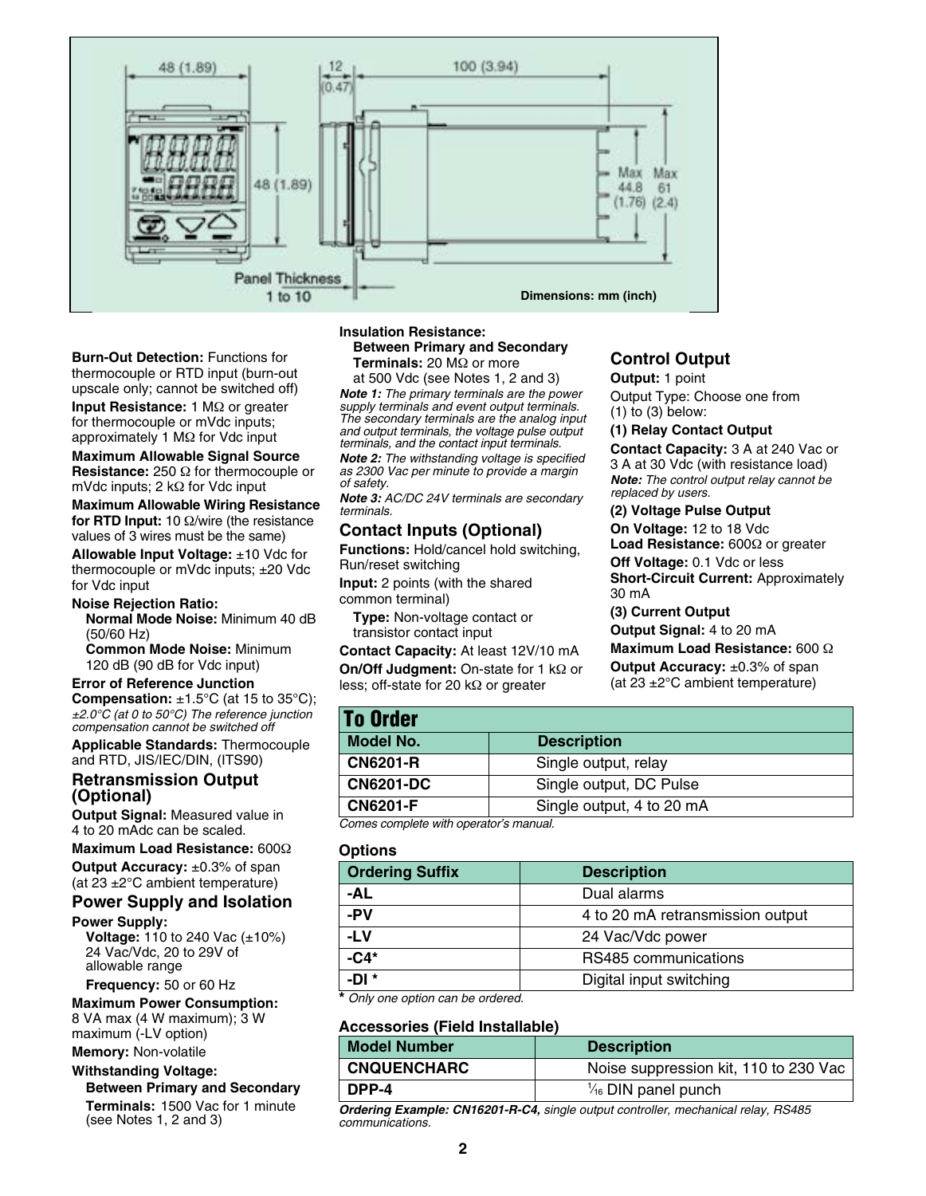48 (1.89)
12 (0.47)
100 (3.94)
48 (1.89)
Max 44.8 (1.76)
Max 61 (2.4)
Panel Thickness 1 to 10
Dimensions: mm (inch)

**Burn-Out Detection:** Functions for thermocouple or RTD input (burn-out upscale only; cannot be switched off)

**Input Resistance:** 1 MΩ or greater for thermocouple or mVdc inputs; approximately 1 MΩ for Vdc input

**Maximum Allowable Signal Source Resistance:** 250 Ω for thermocouple or mVdc inputs; 2 kΩ for Vdc input

**Maximum Allowable Wiring Resistance for RTD Input:** 10 Ω/wire (the resistance values of 3 wires must be the same)

**Allowable Input Voltage:** ±10 Vdc for thermocouple or mVdc inputs; ±20 Vdc for Vdc input

**Noise Rejection Ratio:**
- **Normal Mode Noise:** Minimum 40 dB (50/60 Hz)
- **Common Mode Noise:** Minimum 120 dB (90 dB for Vdc input)

**Error of Reference Junction Compensation:** ±1.5°C (at 15 to 35°C); *±2.0°C (at 0 to 50°C) The reference junction compensation cannot be switched off*

**Applicable Standards:** Thermocouple and RTD, JIS/IEC/DIN, (ITS90)

## Retransmission Output (Optional)

**Output Signal:** Measured value in 4 to 20 mAdc can be scaled.

**Maximum Load Resistance:** 600Ω

**Output Accuracy:** ±0.3% of span (at 23 ±2°C ambient temperature)

## Power Supply and Isolation

**Power Supply:**
- **Voltage:** 110 to 240 Vac (±10%) 24 Vac/Vdc, 20 to 29V of allowable range
- **Frequency:** 50 or 60 Hz

**Maximum Power Consumption:** 8 VA max (4 W maximum); 3 W maximum (-LV option)

**Memory:** Non-volatile

**Withstanding Voltage:**
- **Between Primary and Secondary Terminals:** 1500 Vac for 1 minute (see Notes 1, 2 and 3)

**Insulation Resistance:**
- **Between Primary and Secondary Terminals:** 20 MΩ or more at 500 Vdc (see Notes 1, 2 and 3)

***Note 1:*** *The primary terminals are the power supply terminals and event output terminals. The secondary terminals are the analog input and output terminals, the voltage pulse output terminals, and the contact input terminals.*

***Note 2:*** *The withstanding voltage is specified as 2300 Vac per minute to provide a margin of safety.*

***Note 3:*** *AC/DC 24V terminals are secondary terminals.*

## Contact Inputs (Optional)

**Functions:** Hold/cancel hold switching, Run/reset switching

**Input:** 2 points (with the shared common terminal)
- **Type:** Non-voltage contact or transistor contact input

**Contact Capacity:** At least 12V/10 mA

**On/Off Judgment:** On-state for 1 kΩ or less; off-state for 20 kΩ or greater

## Control Output

**Output:** 1 point

Output Type: Choose one from (1) to (3) below:

**(1) Relay Contact Output**

**Contact Capacity:** 3 A at 240 Vac or 3 A at 30 Vdc (with resistance load)

***Note:*** *The control output relay cannot be replaced by users.*

**(2) Voltage Pulse Output**

**On Voltage:** 12 to 18 Vdc
**Load Resistance:** 600Ω or greater
**Off Voltage:** 0.1 Vdc or less
**Short-Circuit Current:** Approximately 30 mA

**(3) Current Output**

**Output Signal:** 4 to 20 mA
**Maximum Load Resistance:** 600 Ω
**Output Accuracy:** ±0.3% of span (at 23 ±2°C ambient temperature)

## To Order

| Model No. | Description |
|---|---|
| **CN6201-R** | Single output, relay |
| **CN6201-DC** | Single output, DC Pulse |
| **CN6201-F** | Single output, 4 to 20 mA |

*Comes complete with operator's manual.*

### Options

| Ordering Suffix | Description |
|---|---|
| **-AL** | Dual alarms |
| **-PV** | 4 to 20 mA retransmission output |
| **-LV** | 24 Vac/Vdc power |
| **-C4*** | RS485 communications |
| **-DI *** | Digital input switching |

**\*** *Only one option can be ordered.*

### Accessories (Field Installable)

| Model Number | Description |
|---|---|
| **CNQUENCHARC** | Noise suppression kit, 110 to 230 Vac |
| **DPP-4** | 1/16 DIN panel punch |

***Ordering Example: CN16201-R-C4,*** *single output controller, mechanical relay, RS485 communications.*